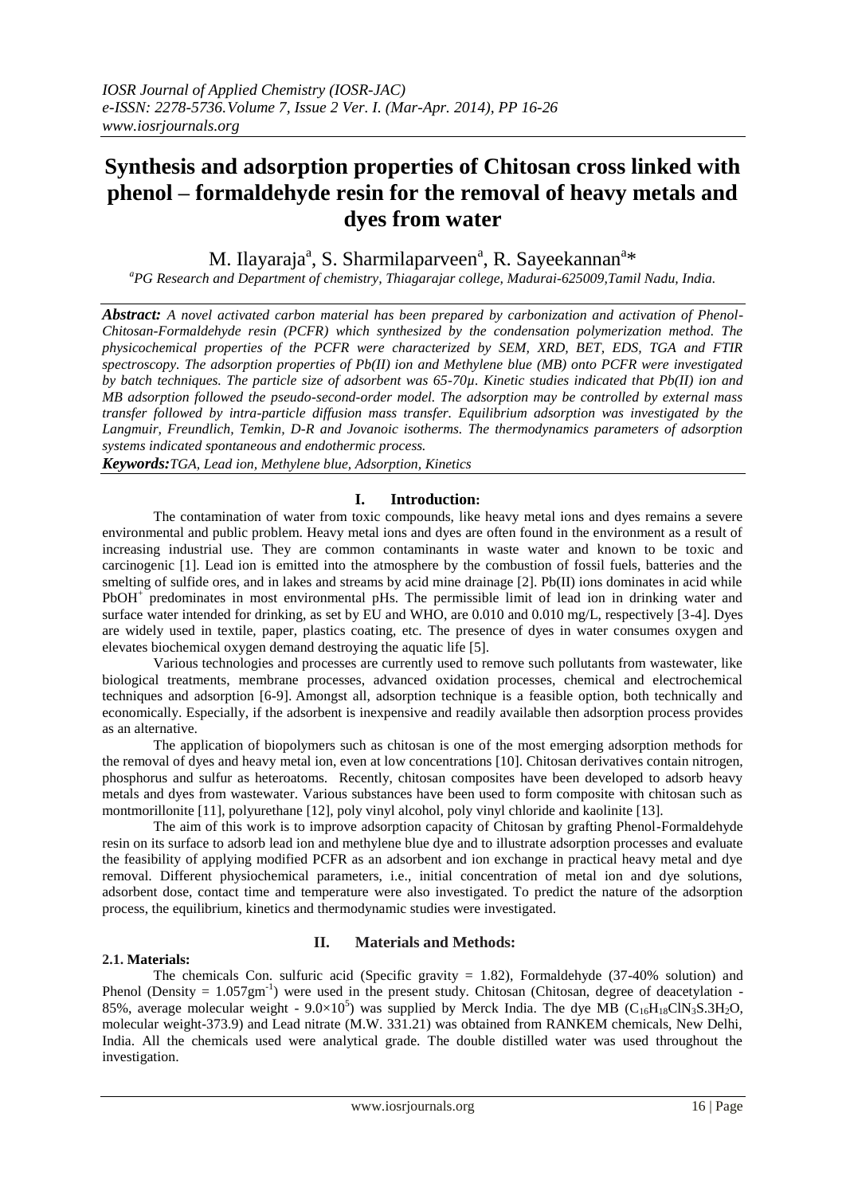# Synthesis and adsorption properties of Chitosan cross linked with phenol – formaldehyde resin for the removal of heavy metals and dyes from water

M. Ilayaraja[a], S. Sharmilaparveen[a], R. Sayeekannan[a]*

[a]*PG Research and Department of chemistry, Thiagarajar college, Madurai-625009,Tamil Nadu, India.*

***Abstract:*** *A novel activated carbon material has been prepared by carbonization and activation of Phenol-Chitosan-Formaldehyde resin (PCFR) which synthesized by the condensation polymerization method. The physicochemical properties of the PCFR were characterized by SEM, XRD, BET, EDS, TGA and FTIR spectroscopy. The adsorption properties of Pb(II) ion and Methylene blue (MB) onto PCFR were investigated by batch techniques. The particle size of adsorbent was 65-70µ. Kinetic studies indicated that Pb(II) ion and MB adsorption followed the pseudo-second-order model. The adsorption may be controlled by external mass transfer followed by intra-particle diffusion mass transfer. Equilibrium adsorption was investigated by the Langmuir, Freundlich, Temkin, D-R and Jovanoic isotherms. The thermodynamics parameters of adsorption systems indicated spontaneous and endothermic process.*

***Keywords:*** *TGA, Lead ion, Methylene blue, Adsorption, Kinetics*

## I. Introduction:

The contamination of water from toxic compounds, like heavy metal ions and dyes remains a severe environmental and public problem. Heavy metal ions and dyes are often found in the environment as a result of increasing industrial use. They are common contaminants in waste water and known to be toxic and carcinogenic [1]. Lead ion is emitted into the atmosphere by the combustion of fossil fuels, batteries and the smelting of sulfide ores, and in lakes and streams by acid mine drainage [2]. Pb(II) ions dominates in acid while $PbOH^{+}$ predominates in most environmental pHs. The permissible limit of lead ion in drinking water and surface water intended for drinking, as set by EU and WHO, are 0.010 and 0.010 mg/L, respectively [3-4]. Dyes are widely used in textile, paper, plastics coating, etc. The presence of dyes in water consumes oxygen and elevates biochemical oxygen demand destroying the aquatic life [5].

Various technologies and processes are currently used to remove such pollutants from wastewater, like biological treatments, membrane processes, advanced oxidation processes, chemical and electrochemical techniques and adsorption [6-9]. Amongst all, adsorption technique is a feasible option, both technically and economically. Especially, if the adsorbent is inexpensive and readily available then adsorption process provides as an alternative.

The application of biopolymers such as chitosan is one of the most emerging adsorption methods for the removal of dyes and heavy metal ion, even at low concentrations [10]. Chitosan derivatives contain nitrogen, phosphorus and sulfur as heteroatoms. Recently, chitosan composites have been developed to adsorb heavy metals and dyes from wastewater. Various substances have been used to form composite with chitosan such as montmorillonite [11], polyurethane [12], poly vinyl alcohol, poly vinyl chloride and kaolinite [13].

The aim of this work is to improve adsorption capacity of Chitosan by grafting Phenol-Formaldehyde resin on its surface to adsorb lead ion and methylene blue dye and to illustrate adsorption processes and evaluate the feasibility of applying modified PCFR as an adsorbent and ion exchange in practical heavy metal and dye removal. Different physiochemical parameters, i.e., initial concentration of metal ion and dye solutions, adsorbent dose, contact time and temperature were also investigated. To predict the nature of the adsorption process, the equilibrium, kinetics and thermodynamic studies were investigated.

## II. Materials and Methods:

### 2.1. Materials:

The chemicals Con. sulfuric acid (Specific gravity = 1.82), Formaldehyde (37-40% solution) and Phenol (Density = $1.057gm^{-1}$) were used in the present study. Chitosan (Chitosan, degree of deacetylation - 85%, average molecular weight - $9.0\times10^{5}$) was supplied by Merck India. The dye MB ($C_{16}H_{18}ClN_3S.3H_2O$, molecular weight-373.9) and Lead nitrate (M.W. 331.21) was obtained from RANKEM chemicals, New Delhi, India. All the chemicals used were analytical grade. The double distilled water was used throughout the investigation.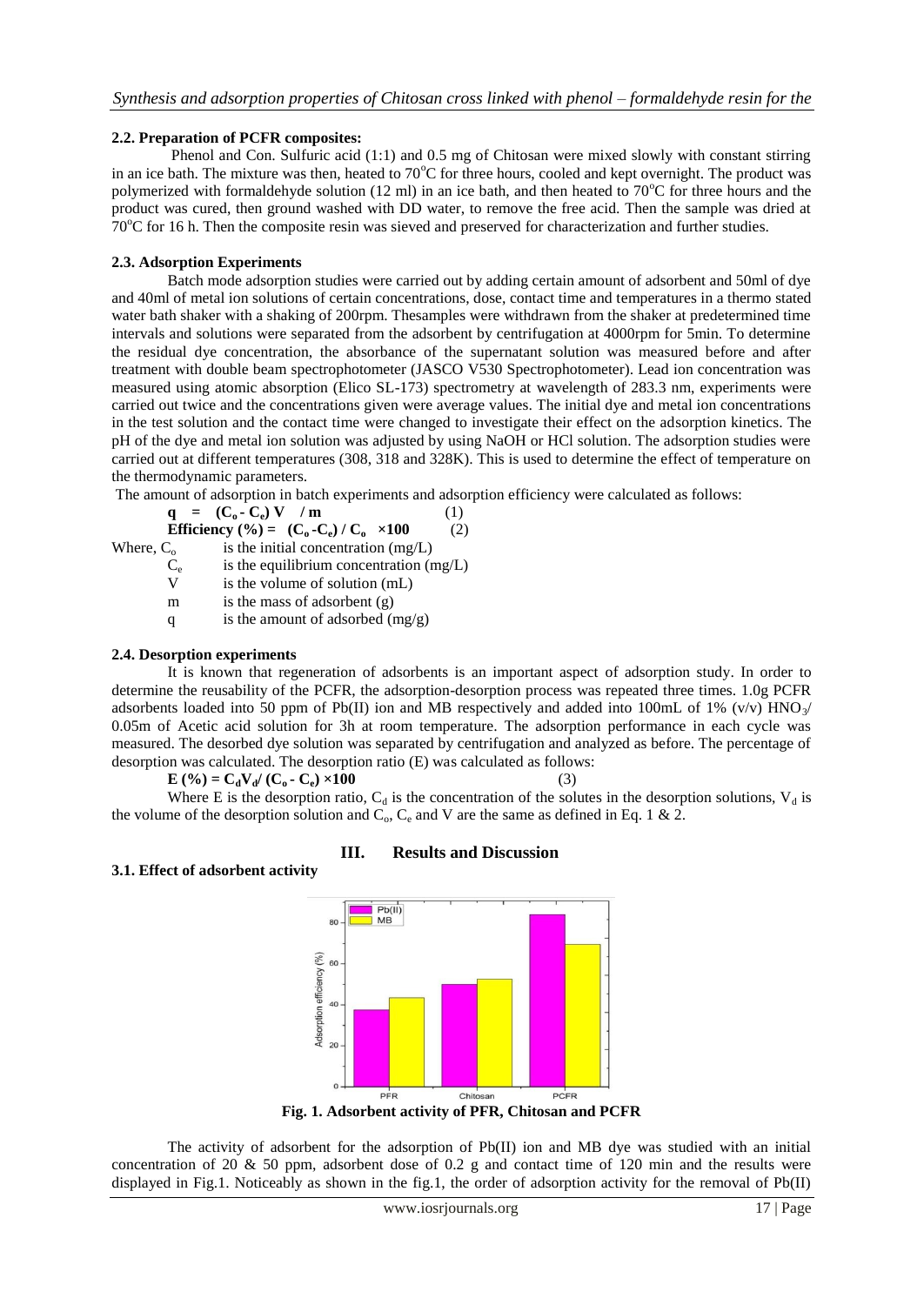### 2.2. Preparation of PCFR composites:

Phenol and Con. Sulfuric acid (1:1) and 0.5 mg of Chitosan were mixed slowly with constant stirring in an ice bath. The mixture was then, heated to 70°C for three hours, cooled and kept overnight. The product was polymerized with formaldehyde solution (12 ml) in an ice bath, and then heated to 70°C for three hours and the product was cured, then ground washed with DD water, to remove the free acid. Then the sample was dried at 70°C for 16 h. Then the composite resin was sieved and preserved for characterization and further studies.

### 2.3. Adsorption Experiments

Batch mode adsorption studies were carried out by adding certain amount of adsorbent and 50ml of dye and 40ml of metal ion solutions of certain concentrations, dose, contact time and temperatures in a thermo stated water bath shaker with a shaking of 200rpm. Thesamples were withdrawn from the shaker at predetermined time intervals and solutions were separated from the adsorbent by centrifugation at 4000rpm for 5min. To determine the residual dye concentration, the absorbance of the supernatant solution was measured before and after treatment with double beam spectrophotometer (JASCO V530 Spectrophotometer). Lead ion concentration was measured using atomic absorption (Elico SL-173) spectrometry at wavelength of 283.3 nm, experiments were carried out twice and the concentrations given were average values. The initial dye and metal ion concentrations in the test solution and the contact time were changed to investigate their effect on the adsorption kinetics. The pH of the dye and metal ion solution was adjusted by using NaOH or HCl solution. The adsorption studies were carried out at different temperatures (308, 318 and 328K). This is used to determine the effect of temperature on the thermodynamic parameters.

The amount of adsorption in batch experiments and adsorption efficiency were calculated as follows:

$$\mathbf{q = (C_o - C_e)\, V \;/\; m} \qquad (1)$$

$$\mathbf{Efficiency\ (\%) = (C_o - C_e) / C_o \times 100} \qquad (2)$$

Where, $C_o$ is the initial concentration (mg/L)

$C_e$ is the equilibrium concentration (mg/L)

V is the volume of solution (mL)

m is the mass of adsorbent (g)

q is the amount of adsorbed (mg/g)

### 2.4. Desorption experiments

It is known that regeneration of adsorbents is an important aspect of adsorption study. In order to determine the reusability of the PCFR, the adsorption-desorption process was repeated three times. 1.0g PCFR adsorbents loaded into 50 ppm of Pb(II) ion and MB respectively and added into 100mL of 1% (v/v) $HNO_3$/ 0.05m of Acetic acid solution for 3h at room temperature. The adsorption performance in each cycle was measured. The desorbed dye solution was separated by centrifugation and analyzed as before. The percentage of desorption was calculated. The desorption ratio (E) was calculated as follows:

$$\mathbf{E\ (\%) = C_d V_d / (C_o - C_e) \times 100} \qquad (3)$$

Where E is the desorption ratio, $C_d$ is the concentration of the solutes in the desorption solutions, $V_d$ is the volume of the desorption solution and $C_o$, $C_e$ and V are the same as defined in Eq. 1 & 2.

## III. Results and Discussion

### 3.1. Effect of adsorbent activity

**Fig. 1. Adsorbent activity of PFR, Chitosan and PCFR**

The activity of adsorbent for the adsorption of Pb(II) ion and MB dye was studied with an initial concentration of 20 & 50 ppm, adsorbent dose of 0.2 g and contact time of 120 min and the results were displayed in Fig.1. Noticeably as shown in the fig.1, the order of adsorption activity for the removal of Pb(II)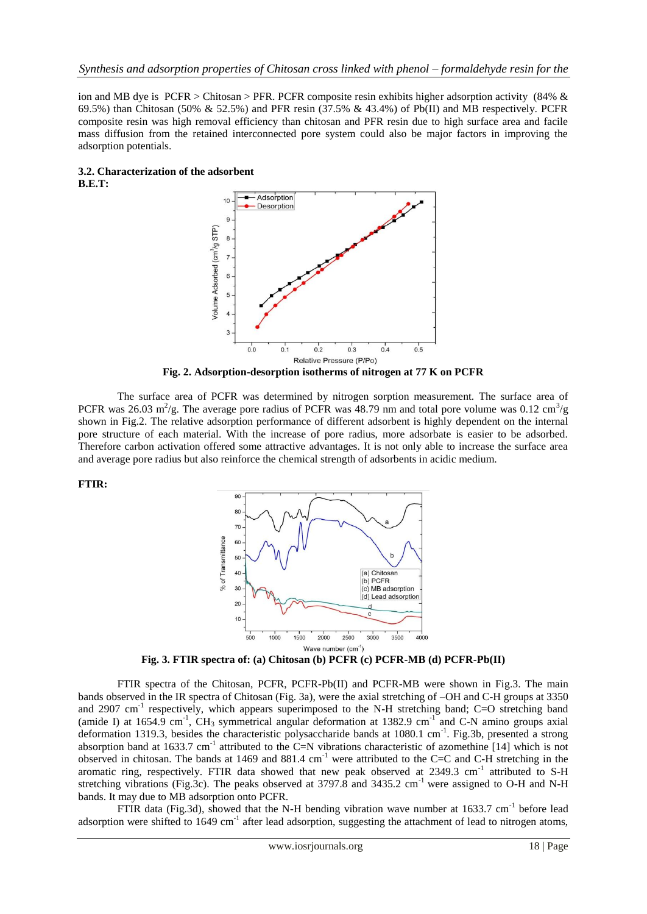ion and MB dye is PCFR > Chitosan > PFR. PCFR composite resin exhibits higher adsorption activity (84% & 69.5%) than Chitosan (50% & 52.5%) and PFR resin (37.5% & 43.4%) of Pb(II) and MB respectively. PCFR composite resin was high removal efficiency than chitosan and PFR resin due to high surface area and facile mass diffusion from the retained interconnected pore system could also be major factors in improving the adsorption potentials.

### 3.2. Characterization of the adsorbent

**B.E.T:**

**Fig. 2. Adsorption-desorption isotherms of nitrogen at 77 K on PCFR**

The surface area of PCFR was determined by nitrogen sorption measurement. The surface area of PCFR was 26.03 $m^2$/g. The average pore radius of PCFR was 48.79 nm and total pore volume was 0.12 $cm^3$/g shown in Fig.2. The relative adsorption performance of different adsorbent is highly dependent on the internal pore structure of each material. With the increase of pore radius, more adsorbate is easier to be adsorbed. Therefore carbon activation offered some attractive advantages. It is not only able to increase the surface area and average pore radius but also reinforce the chemical strength of adsorbents in acidic medium.

**FTIR:**

**Fig. 3. FTIR spectra of: (a) Chitosan (b) PCFR (c) PCFR-MB (d) PCFR-Pb(II)**

FTIR spectra of the Chitosan, PCFR, PCFR-Pb(II) and PCFR-MB were shown in Fig.3. The main bands observed in the IR spectra of Chitosan (Fig. 3a), were the axial stretching of –OH and C-H groups at 3350 and 2907 $cm^{-1}$ respectively, which appears superimposed to the N-H stretching band; C=O stretching band (amide I) at 1654.9 $cm^{-1}$, $CH_3$ symmetrical angular deformation at 1382.9 $cm^{-1}$ and C-N amino groups axial deformation 1319.3, besides the characteristic polysaccharide bands at 1080.1 $cm^{-1}$. Fig.3b, presented a strong absorption band at 1633.7 $cm^{-1}$ attributed to the C=N vibrations characteristic of azomethine [14] which is not observed in chitosan. The bands at 1469 and 881.4 $cm^{-1}$ were attributed to the C=C and C-H stretching in the aromatic ring, respectively. FTIR data showed that new peak observed at 2349.3 $cm^{-1}$ attributed to S-H stretching vibrations (Fig.3c). The peaks observed at 3797.8 and 3435.2 $cm^{-1}$ were assigned to O-H and N-H bands. It may due to MB adsorption onto PCFR.

FTIR data (Fig.3d), showed that the N-H bending vibration wave number at 1633.7 $cm^{-1}$ before lead adsorption were shifted to 1649 $cm^{-1}$ after lead adsorption, suggesting the attachment of lead to nitrogen atoms,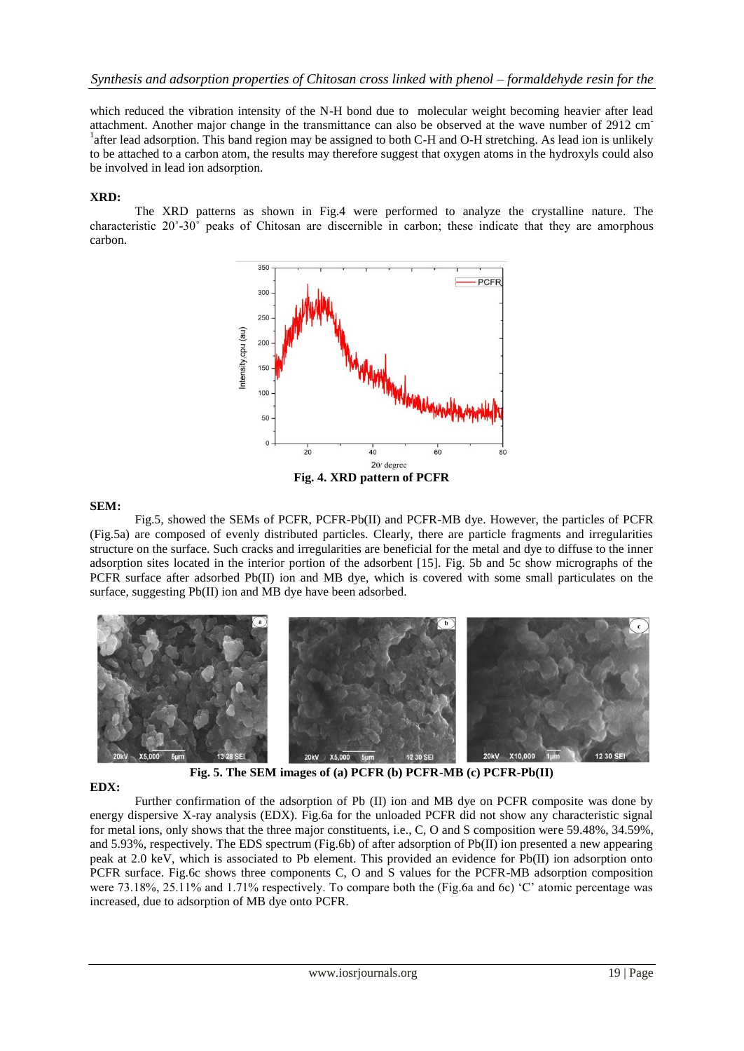which reduced the vibration intensity of the N-H bond due to molecular weight becoming heavier after lead attachment. Another major change in the transmittance can also be observed at the wave number of 2912 $cm^{-1}$ after lead adsorption. This band region may be assigned to both C-H and O-H stretching. As lead ion is unlikely to be attached to a carbon atom, the results may therefore suggest that oxygen atoms in the hydroxyls could also be involved in lead ion adsorption.

**XRD:**

The XRD patterns as shown in Fig.4 were performed to analyze the crystalline nature. The characteristic 20˚-30˚ peaks of Chitosan are discernible in carbon; these indicate that they are amorphous carbon.

**Fig. 4. XRD pattern of PCFR**

**SEM:**

Fig.5, showed the SEMs of PCFR, PCFR-Pb(II) and PCFR-MB dye. However, the particles of PCFR (Fig.5a) are composed of evenly distributed particles. Clearly, there are particle fragments and irregularities structure on the surface. Such cracks and irregularities are beneficial for the metal and dye to diffuse to the inner adsorption sites located in the interior portion of the adsorbent [15]. Fig. 5b and 5c show micrographs of the PCFR surface after adsorbed Pb(II) ion and MB dye, which is covered with some small particulates on the surface, suggesting Pb(II) ion and MB dye have been adsorbed.

**Fig. 5. The SEM images of (a) PCFR (b) PCFR-MB (c) PCFR-Pb(II)**

**EDX:**

Further confirmation of the adsorption of Pb (II) ion and MB dye on PCFR composite was done by energy dispersive X-ray analysis (EDX). Fig.6a for the unloaded PCFR did not show any characteristic signal for metal ions, only shows that the three major constituents, i.e., C, O and S composition were 59.48%, 34.59%, and 5.93%, respectively. The EDS spectrum (Fig.6b) of after adsorption of Pb(II) ion presented a new appearing peak at 2.0 keV, which is associated to Pb element. This provided an evidence for Pb(II) ion adsorption onto PCFR surface. Fig.6c shows three components C, O and S values for the PCFR-MB adsorption composition were 73.18%, 25.11% and 1.71% respectively. To compare both the (Fig.6a and 6c) 'C' atomic percentage was increased, due to adsorption of MB dye onto PCFR.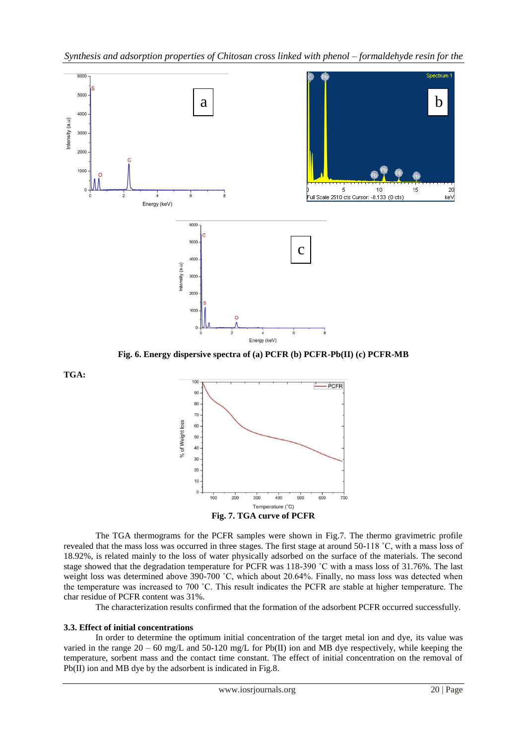Fig. 6. Energy dispersive spectra of (a) PCFR (b) PCFR-Pb(II) (c) PCFR-MB

**TGA:**

Fig. 7. TGA curve of PCFR

The TGA thermograms for the PCFR samples were shown in Fig.7. The thermo gravimetric profile revealed that the mass loss was occurred in three stages. The first stage at around 50-118 ˚C, with a mass loss of 18.92%, is related mainly to the loss of water physically adsorbed on the surface of the materials. The second stage showed that the degradation temperature for PCFR was 118-390 ˚C with a mass loss of 31.76%. The last weight loss was determined above 390-700 ˚C, which about 20.64%. Finally, no mass loss was detected when the temperature was increased to 700 ˚C. This result indicates the PCFR are stable at higher temperature. The char residue of PCFR content was 31%.

The characterization results confirmed that the formation of the adsorbent PCFR occurred successfully.

### 3.3. Effect of initial concentrations

In order to determine the optimum initial concentration of the target metal ion and dye, its value was varied in the range 20 – 60 mg/L and 50-120 mg/L for Pb(II) ion and MB dye respectively, while keeping the temperature, sorbent mass and the contact time constant. The effect of initial concentration on the removal of Pb(II) ion and MB dye by the adsorbent is indicated in Fig.8.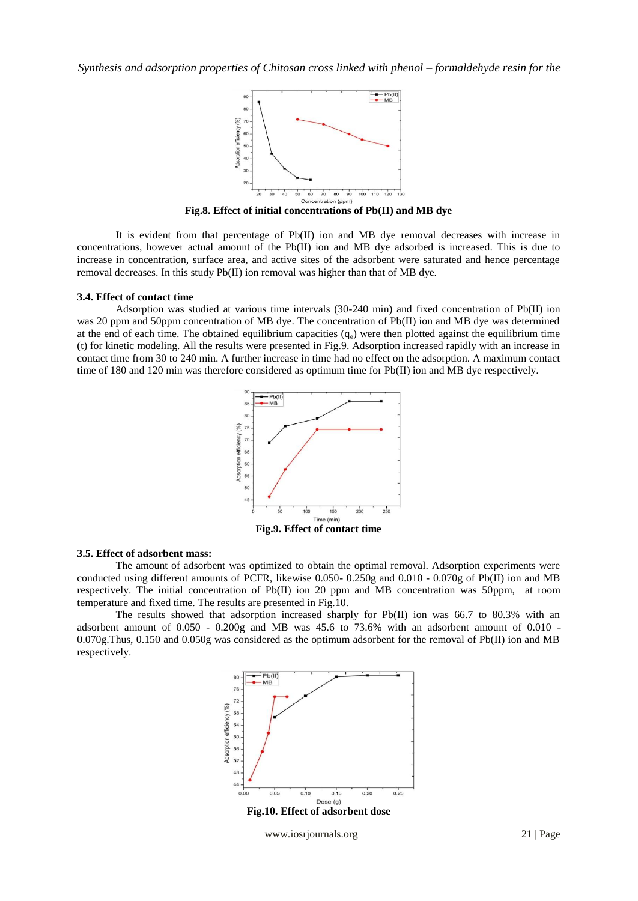Fig.8. Effect of initial concentrations of Pb(II) and MB dye

It is evident from that percentage of Pb(II) ion and MB dye removal decreases with increase in concentrations, however actual amount of the Pb(II) ion and MB dye adsorbed is increased. This is due to increase in concentration, surface area, and active sites of the adsorbent were saturated and hence percentage removal decreases. In this study Pb(II) ion removal was higher than that of MB dye.

### 3.4. Effect of contact time

Adsorption was studied at various time intervals (30-240 min) and fixed concentration of Pb(II) ion was 20 ppm and 50ppm concentration of MB dye. The concentration of Pb(II) ion and MB dye was determined at the end of each time. The obtained equilibrium capacities ($q_e$) were then plotted against the equilibrium time (t) for kinetic modeling. All the results were presented in Fig.9. Adsorption increased rapidly with an increase in contact time from 30 to 240 min. A further increase in time had no effect on the adsorption. A maximum contact time of 180 and 120 min was therefore considered as optimum time for Pb(II) ion and MB dye respectively.

Fig.9. Effect of contact time

### 3.5. Effect of adsorbent mass:

The amount of adsorbent was optimized to obtain the optimal removal. Adsorption experiments were conducted using different amounts of PCFR, likewise 0.050- 0.250g and 0.010 - 0.070g of Pb(II) ion and MB respectively. The initial concentration of Pb(II) ion 20 ppm and MB concentration was 50ppm, at room temperature and fixed time. The results are presented in Fig.10.

The results showed that adsorption increased sharply for Pb(II) ion was 66.7 to 80.3% with an adsorbent amount of 0.050 - 0.200g and MB was 45.6 to 73.6% with an adsorbent amount of 0.010 - 0.070g.Thus, 0.150 and 0.050g was considered as the optimum adsorbent for the removal of Pb(II) ion and MB respectively.

Fig.10. Effect of adsorbent dose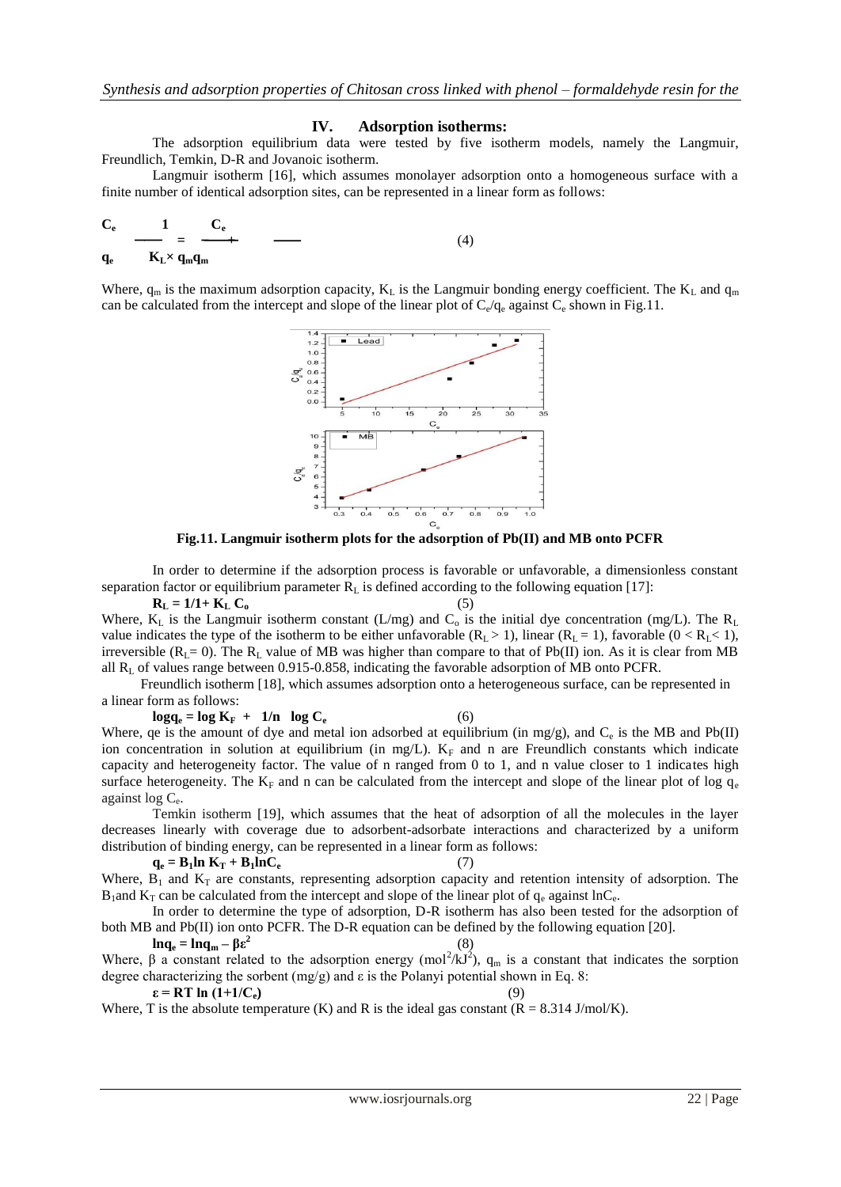## IV. Adsorption isotherms:

The adsorption equilibrium data were tested by five isotherm models, namely the Langmuir, Freundlich, Temkin, D-R and Jovanoic isotherm.

Langmuir isotherm [16], which assumes monolayer adsorption onto a homogeneous surface with a finite number of identical adsorption sites, can be represented in a linear form as follows:

$$\frac{C_e}{q_e} = \frac{1}{K_L \times q_m} + \frac{C_e}{q_m} \quad (4)$$

Where, $q_m$ is the maximum adsorption capacity, $K_L$ is the Langmuir bonding energy coefficient. The $K_L$ and $q_m$ can be calculated from the intercept and slope of the linear plot of $C_e/q_e$ against $C_e$ shown in Fig.11.

**Fig.11. Langmuir isotherm plots for the adsorption of Pb(II) and MB onto PCFR**

In order to determine if the adsorption process is favorable or unfavorable, a dimensionless constant separation factor or equilibrium parameter $R_L$ is defined according to the following equation [17]:

$$R_L = 1/1 + K_L C_o \quad (5)$$

Where, $K_L$ is the Langmuir isotherm constant (L/mg) and $C_o$ is the initial dye concentration (mg/L). The $R_L$ value indicates the type of the isotherm to be either unfavorable ($R_L > 1$), linear ($R_L = 1$), favorable ($0 < R_L < 1$), irreversible ($R_L = 0$). The $R_L$ value of MB was higher than compare to that of Pb(II) ion. As it is clear from MB all $R_L$ of values range between 0.915-0.858, indicating the favorable adsorption of MB onto PCFR.

Freundlich isotherm [18], which assumes adsorption onto a heterogeneous surface, can be represented in a linear form as follows:

$$\log q_e = \log K_F + 1/n \log C_e \quad (6)$$

Where, qe is the amount of dye and metal ion adsorbed at equilibrium (in mg/g), and $C_e$ is the MB and Pb(II) ion concentration in solution at equilibrium (in mg/L). $K_F$ and n are Freundlich constants which indicate capacity and heterogeneity factor. The value of n ranged from 0 to 1, and n value closer to 1 indicates high surface heterogeneity. The $K_F$ and n can be calculated from the intercept and slope of the linear plot of log $q_e$ against log $C_e$.

Temkin isotherm [19], which assumes that the heat of adsorption of all the molecules in the layer decreases linearly with coverage due to adsorbent-adsorbate interactions and characterized by a uniform distribution of binding energy, can be represented in a linear form as follows:

$$q_e = B_1 \ln K_T + B_1 \ln C_e \quad (7)$$

Where, $B_1$ and $K_T$ are constants, representing adsorption capacity and retention intensity of adsorption. The $B_1$ and $K_T$ can be calculated from the intercept and slope of the linear plot of $q_e$ against $\ln C_e$.

In order to determine the type of adsorption, D-R isotherm has also been tested for the adsorption of both MB and Pb(II) ion onto PCFR. The D-R equation can be defined by the following equation [20].

$$\ln q_e = \ln q_m - \beta \varepsilon^2 \quad (8)$$

Where, β a constant related to the adsorption energy ($mol^2/kJ^2$), $q_m$ is a constant that indicates the sorption degree characterizing the sorbent (mg/g) and ε is the Polanyi potential shown in Eq. 8:

$$\varepsilon = RT \ln (1 + 1/C_e) \quad (9)$$

Where, T is the absolute temperature (K) and R is the ideal gas constant (R = 8.314 J/mol/K).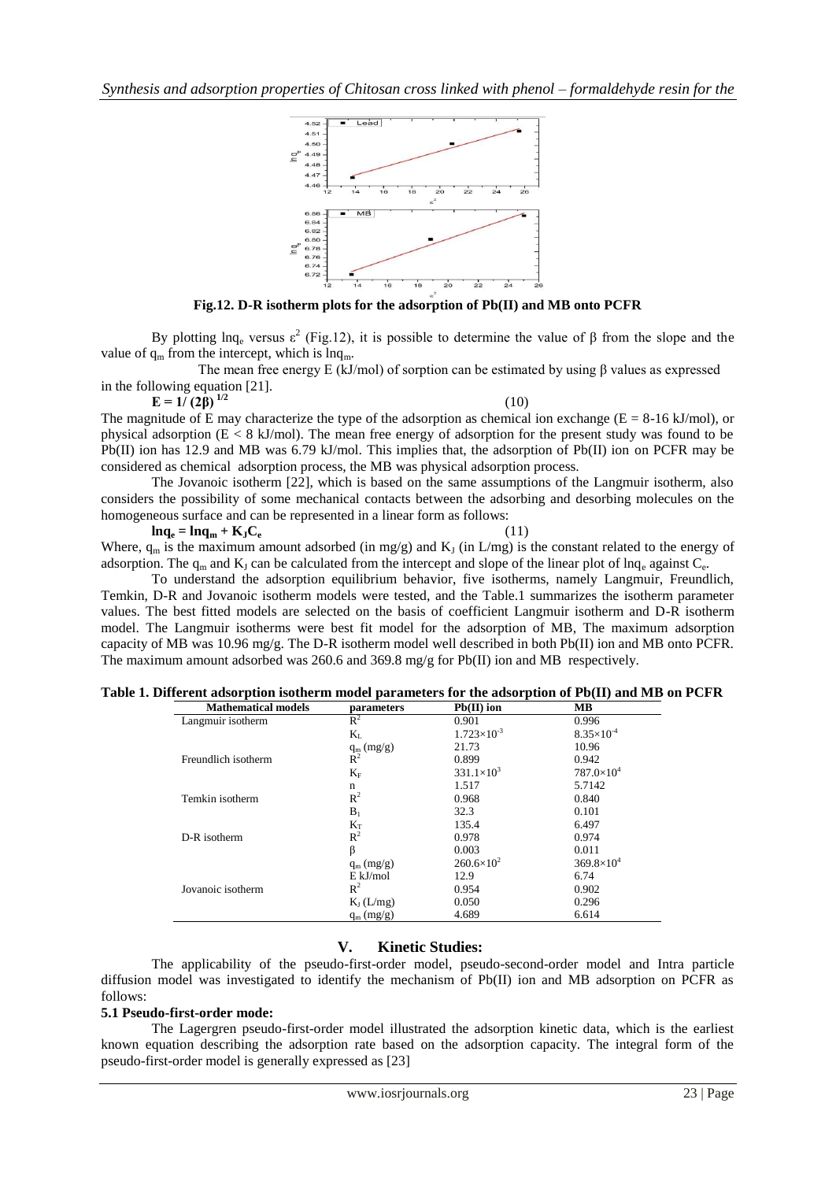**Fig.12. D-R isotherm plots for the adsorption of Pb(II) and MB onto PCFR**

By plotting $\ln q_e$ versus $\varepsilon^2$ (Fig.12), it is possible to determine the value of β from the slope and the value of $q_m$ from the intercept, which is $\ln q_m$.

The mean free energy E (kJ/mol) of sorption can be estimated by using β values as expressed in the following equation [21].

$$E = 1/(2\beta)^{1/2} \quad (10)$$

The magnitude of E may characterize the type of the adsorption as chemical ion exchange (E = 8-16 kJ/mol), or physical adsorption (E < 8 kJ/mol). The mean free energy of adsorption for the present study was found to be Pb(II) ion has 12.9 and MB was 6.79 kJ/mol. This implies that, the adsorption of Pb(II) ion on PCFR may be considered as chemical adsorption process, the MB was physical adsorption process.

The Jovanoic isotherm [22], which is based on the same assumptions of the Langmuir isotherm, also considers the possibility of some mechanical contacts between the adsorbing and desorbing molecules on the homogeneous surface and can be represented in a linear form as follows:

$$\ln q_e = \ln q_m + K_J C_e \quad (11)$$

Where, $q_m$ is the maximum amount adsorbed (in mg/g) and $K_J$ (in L/mg) is the constant related to the energy of adsorption. The $q_m$ and $K_J$ can be calculated from the intercept and slope of the linear plot of $\ln q_e$ against $C_e$.

To understand the adsorption equilibrium behavior, five isotherms, namely Langmuir, Freundlich, Temkin, D-R and Jovanoic isotherm models were tested, and the Table.1 summarizes the isotherm parameter values. The best fitted models are selected on the basis of coefficient Langmuir isotherm and D-R isotherm model. The Langmuir isotherms were best fit model for the adsorption of MB, The maximum adsorption capacity of MB was 10.96 mg/g. The D-R isotherm model well described in both Pb(II) ion and MB onto PCFR. The maximum amount adsorbed was 260.6 and 369.8 mg/g for Pb(II) ion and MB respectively.

**Table 1. Different adsorption isotherm model parameters for the adsorption of Pb(II) and MB on PCFR**

| Mathematical models | parameters | Pb(II) ion | MB |
|---|---|---|---|
| Langmuir isotherm | $R^2$ | 0.901 | 0.996 |
| | $K_L$ | $1.723\times10^{-3}$ | $8.35\times10^{-4}$ |
| | $q_m$ (mg/g) | 21.73 | 10.96 |
| Freundlich isotherm | $R^2$ | 0.899 | 0.942 |
| | $K_F$ | $331.1\times10^{3}$ | $787.0\times10^{4}$ |
| | n | 1.517 | 5.7142 |
| Temkin isotherm | $R^2$ | 0.968 | 0.840 |
| | $B_1$ | 32.3 | 0.101 |
| | $K_T$ | 135.4 | 6.497 |
| D-R isotherm | $R^2$ | 0.978 | 0.974 |
| | β | 0.003 | 0.011 |
| | $q_m$ (mg/g) | $260.6\times10^{2}$ | $369.8\times10^{4}$ |
| | E kJ/mol | 12.9 | 6.74 |
| Jovanoic isotherm | $R^2$ | 0.954 | 0.902 |
| | $K_J$ (L/mg) | 0.050 | 0.296 |
| | $q_m$ (mg/g) | 4.689 | 6.614 |

## V. Kinetic Studies:

The applicability of the pseudo-first-order model, pseudo-second-order model and Intra particle diffusion model was investigated to identify the mechanism of Pb(II) ion and MB adsorption on PCFR as follows:

### 5.1 Pseudo-first-order mode:

The Lagergren pseudo-first-order model illustrated the adsorption kinetic data, which is the earliest known equation describing the adsorption rate based on the adsorption capacity. The integral form of the pseudo-first-order model is generally expressed as [23]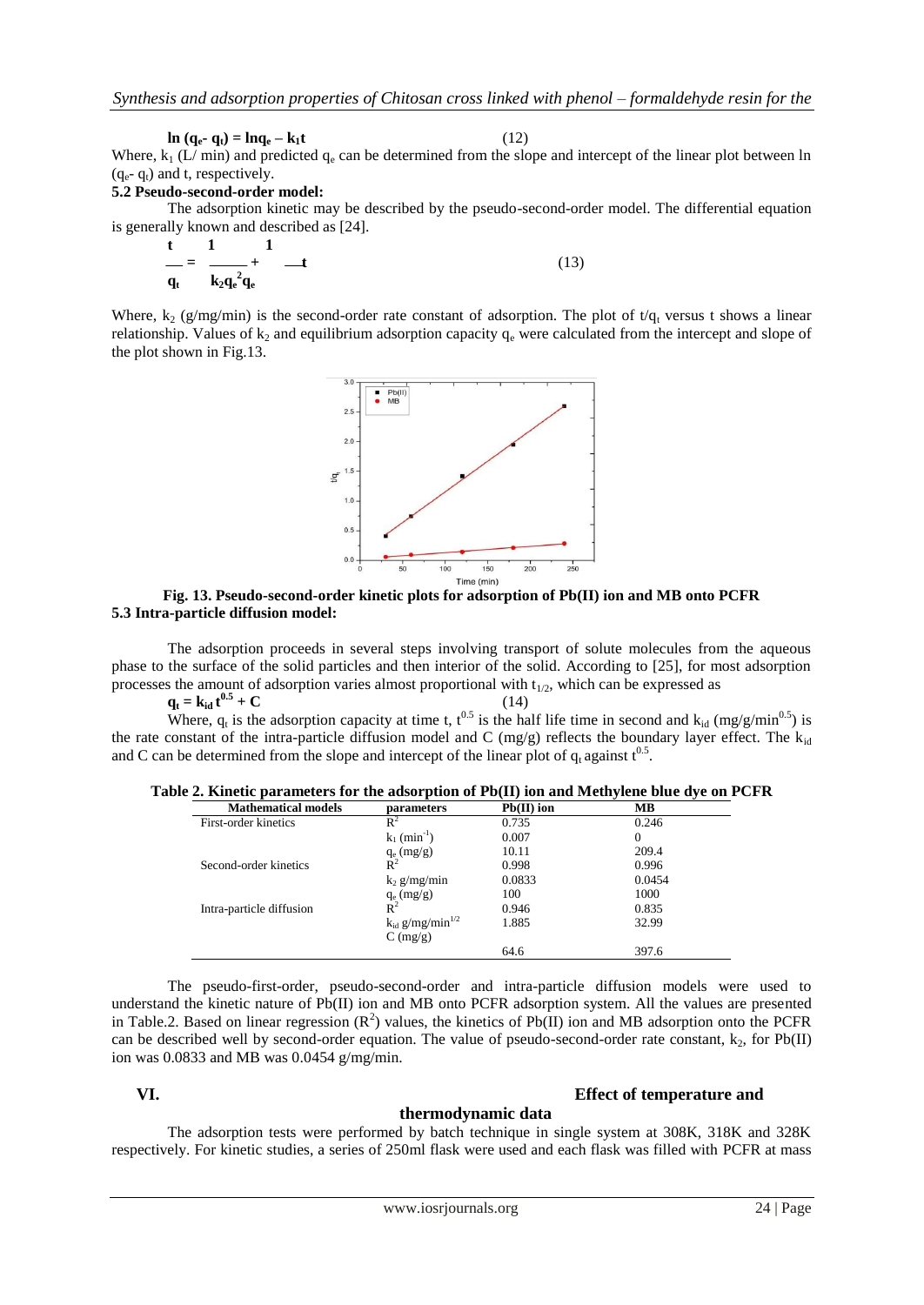$$\ln (q_e - q_t) = \ln q_e - k_1 t \quad (12)$$

Where, $k_1$ (L/ min) and predicted $q_e$ can be determined from the slope and intercept of the linear plot between ln ($q_e$- $q_t$) and t, respectively.

**5.2 Pseudo-second-order model:**

The adsorption kinetic may be described by the pseudo-second-order model. The differential equation is generally known and described as [24].

$$\frac{t}{q_t} = \frac{1}{k_2 q_e^2} + \frac{1}{q_e} t \quad (13)$$

Where, $k_2$ (g/mg/min) is the second-order rate constant of adsorption. The plot of $t/q_t$ versus t shows a linear relationship. Values of $k_2$ and equilibrium adsorption capacity $q_e$ were calculated from the intercept and slope of the plot shown in Fig.13.

**Fig. 13. Pseudo-second-order kinetic plots for adsorption of Pb(II) ion and MB onto PCFR**

**5.3 Intra-particle diffusion model:**

The adsorption proceeds in several steps involving transport of solute molecules from the aqueous phase to the surface of the solid particles and then interior of the solid. According to [25], for most adsorption processes the amount of adsorption varies almost proportional with $t_{1/2}$, which can be expressed as

$$q_t = k_{id} t^{0.5} + C \quad (14)$$

Where, $q_t$ is the adsorption capacity at time t, $t^{0.5}$ is the half life time in second and $k_{id}$ (mg/g/min$^{0.5}$) is the rate constant of the intra-particle diffusion model and C (mg/g) reflects the boundary layer effect. The $k_{id}$ and C can be determined from the slope and intercept of the linear plot of $q_t$ against $t^{0.5}$.

**Table 2. Kinetic parameters for the adsorption of Pb(II) ion and Methylene blue dye on PCFR**

| Mathematical models | parameters | Pb(II) ion | MB |
|---|---|---|---|
| First-order kinetics | $R^2$ | 0.735 | 0.246 |
| | $k_1$ (min$^{-1}$) | 0.007 | 0 |
| | $q_e$ (mg/g) | 10.11 | 209.4 |
| Second-order kinetics | $R^2$ | 0.998 | 0.996 |
| | $k_2$ g/mg/min | 0.0833 | 0.0454 |
| | $q_e$ (mg/g) | 100 | 1000 |
| Intra-particle diffusion | $R^2$ | 0.946 | 0.835 |
| | $k_{id}$ g/mg/min$^{1/2}$ | 1.885 | 32.99 |
| | C (mg/g) | 64.6 | 397.6 |

The pseudo-first-order, pseudo-second-order and intra-particle diffusion models were used to understand the kinetic nature of Pb(II) ion and MB onto PCFR adsorption system. All the values are presented in Table.2. Based on linear regression ($R^2$) values, the kinetics of Pb(II) ion and MB adsorption onto the PCFR can be described well by second-order equation. The value of pseudo-second-order rate constant, $k_2$, for Pb(II) ion was 0.0833 and MB was 0.0454 g/mg/min.

## VI. Effect of temperature and thermodynamic data

The adsorption tests were performed by batch technique in single system at 308K, 318K and 328K respectively. For kinetic studies, a series of 250ml flask were used and each flask was filled with PCFR at mass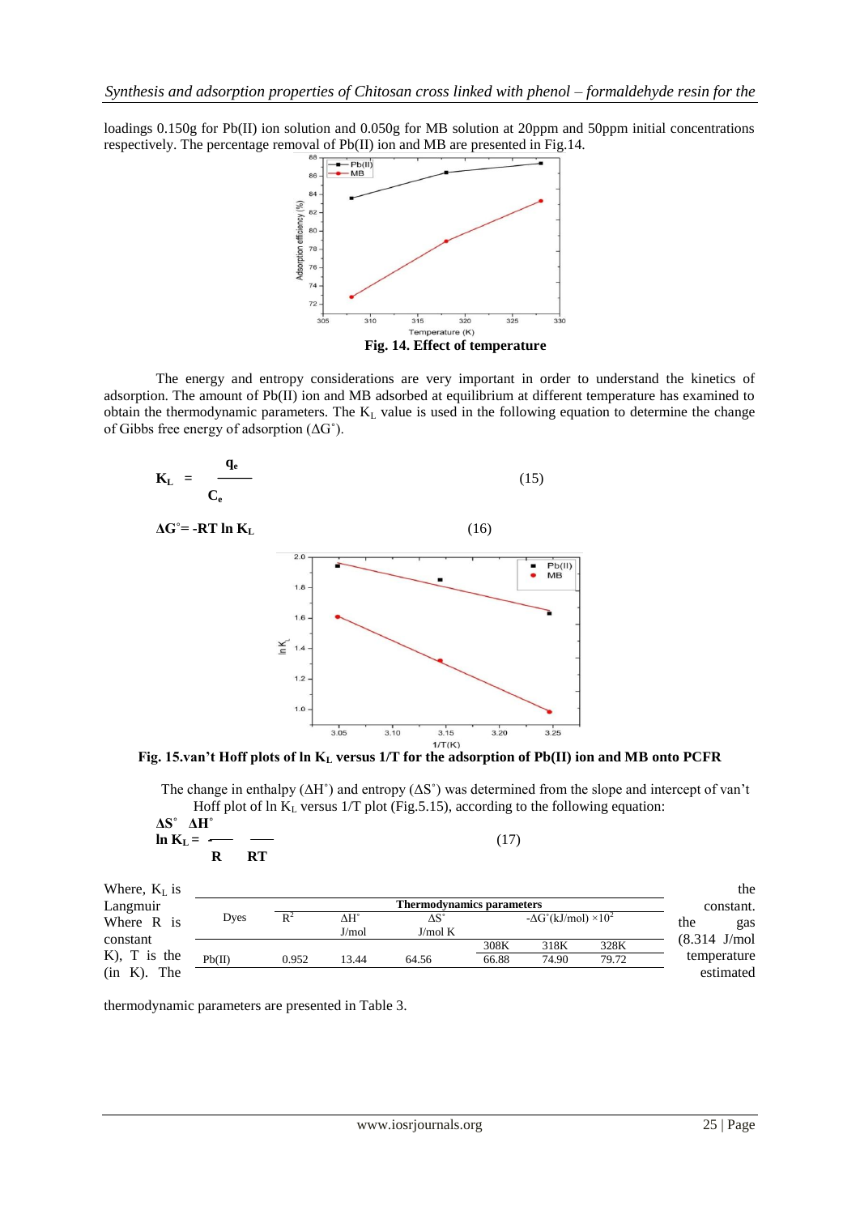loadings 0.150g for Pb(II) ion solution and 0.050g for MB solution at 20ppm and 50ppm initial concentrations respectively. The percentage removal of Pb(II) ion and MB are presented in Fig.14.

**Fig. 14. Effect of temperature**

The energy and entropy considerations are very important in order to understand the kinetics of adsorption. The amount of Pb(II) ion and MB adsorbed at equilibrium at different temperature has examined to obtain the thermodynamic parameters. The $K_L$ value is used in the following equation to determine the change of Gibbs free energy of adsorption (ΔG˚).

$$K_L = \frac{q_e}{C_e} \quad (15)$$

$$\Delta G^{\circ} = -RT \ln K_L \quad (16)$$

**Fig. 15.van't Hoff plots of ln $K_L$ versus 1/T for the adsorption of Pb(II) ion and MB onto PCFR**

The change in enthalpy (ΔH˚) and entropy (ΔS˚) was determined from the slope and intercept of van't Hoff plot of ln $K_L$ versus 1/T plot (Fig.5.15), according to the following equation:

$$\ln K_L = \frac{\Delta S^{\circ}}{R} - \frac{\Delta H^{\circ}}{RT} \quad (17)$$

Where, $K_L$ is the Langmuir constant. Where R is the gas constant (8.314 J/mol K), T is the temperature (in K). The estimated thermodynamic parameters are presented in Table 3.

| Dyes | Thermodynamics parameters | | | | | |
|---|---|---|---|---|---|---|
| | $R^2$ | ΔH˚ J/mol | ΔS˚ J/mol K | -ΔG˚(kJ/mol) ×$10^2$ | | |
| | | | | 308K | 318K | 328K |
| Pb(II) | 0.952 | 13.44 | 64.56 | 66.88 | 74.90 | 79.72 |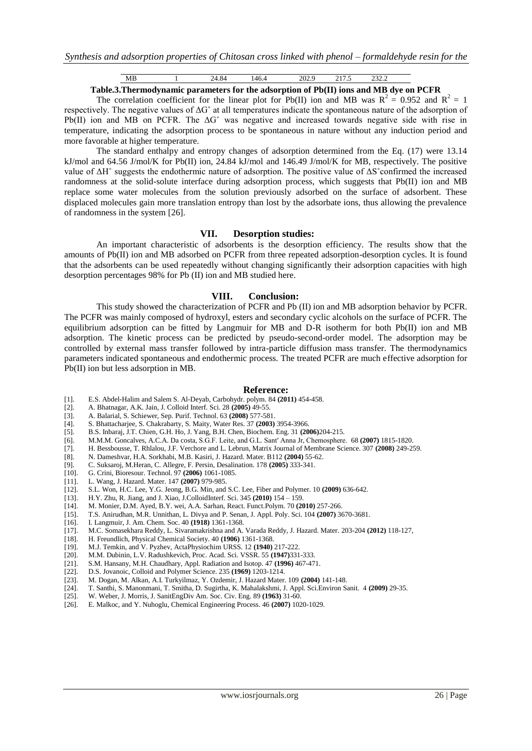| MB | 1 | 24.84 | 146.4 | 202.9 | 217.5 | 232.2 |
|---|---|---|---|---|---|---|

**Table.3.Thermodynamic parameters for the adsorption of Pb(II) ions and MB dye on PCFR**

The correlation coefficient for the linear plot for Pb(II) ion and MB was $R^2 = 0.952$ and $R^2 = 1$ respectively. The negative values of $\Delta G^\circ$ at all temperatures indicate the spontaneous nature of the adsorption of Pb(II) ion and MB on PCFR. The $\Delta G^\circ$ was negative and increased towards negative side with rise in temperature, indicating the adsorption process to be spontaneous in nature without any induction period and more favorable at higher temperature.

The standard enthalpy and entropy changes of adsorption determined from the Eq. (17) were 13.14 kJ/mol and 64.56 J/mol/K for Pb(II) ion, 24.84 kJ/mol and 146.49 J/mol/K for MB, respectively. The positive value of $\Delta H^\circ$ suggests the endothermic nature of adsorption. The positive value of $\Delta S^\circ$confirmed the increased randomness at the solid-solute interface during adsorption process, which suggests that Pb(II) ion and MB replace some water molecules from the solution previously adsorbed on the surface of adsorbent. These displaced molecules gain more translation entropy than lost by the adsorbate ions, thus allowing the prevalence of randomness in the system [26].

## VII. Desorption studies:

An important characteristic of adsorbents is the desorption efficiency. The results show that the amounts of Pb(II) ion and MB adsorbed on PCFR from three repeated adsorption-desorption cycles. It is found that the adsorbents can be used repeatedly without changing significantly their adsorption capacities with high desorption percentages 98% for Pb (II) ion and MB studied here.

## VIII. Conclusion:

This study showed the characterization of PCFR and Pb (II) ion and MB adsorption behavior by PCFR. The PCFR was mainly composed of hydroxyl, esters and secondary cyclic alcohols on the surface of PCFR. The equilibrium adsorption can be fitted by Langmuir for MB and D-R isotherm for both Pb(II) ion and MB adsorption. The kinetic process can be predicted by pseudo-second-order model. The adsorption may be controlled by external mass transfer followed by intra-particle diffusion mass transfer. The thermodynamics parameters indicated spontaneous and endothermic process. The treated PCFR are much effective adsorption for Pb(II) ion but less adsorption in MB.

## Reference:

[1]. E.S. Abdel-Halim and Salem S. Al-Deyab, Carbohydr. polym. 84 **(2011)** 454-458.
[2]. A. Bhatnagar, A.K. Jain, J. Colloid Interf. Sci. 28 **(2005)** 49-55.
[3]. A. Balarial, S. Schiewer, Sep. Purif. Technol. 63 **(2008)** 577-581.
[4]. S. Bhattacharjee, S. Chakrabarty, S. Maity, Water Res. 37 **(2003)** 3954-3966.
[5]. B.S. Inbaraj, J.T. Chien, G.H. Ho, J. Yang, B.H. Chen, Biochem. Eng. 31 **(2006)**204-215.
[6]. M.M.M. Goncalves, A.C.A. Da costa, S.G.F. Leite, and G.L. Sant′ Anna Jr, Chemosphere. 68 **(2007)** 1815-1820.
[7]. H. Bessbousse, T. Rhlalou, J.F. Verchore and L. Lebrun, Matrix Journal of Membrane Science. 307 **(2008)** 249-259.
[8]. N. Dameshvar, H.A. Sorkhabi, M.B. Kasiri, J. Hazard. Mater. B112 **(2004)** 55-62.
[9]. C. Suksaroj, M.Heran, C. Allegre, F. Persin, Desalination. 178 **(2005)** 333-341.
[10]. G. Crini, Bioresour. Technol. 97 **(2006)** 1061-1085.
[11]. L. Wang, J. Hazard. Mater. 147 **(2007)** 979-985.
[12]. S.L. Won, H.C. Lee, Y.G. Jeong, B.G. Min, and S.C. Lee, Fiber and Polymer. 10 **(2009)** 636-642.
[13]. H.Y. Zhu, R. Jiang, and J. Xiao, J.ColloidInterf. Sci. 345 **(2010)** 154 – 159.
[14]. M. Monier, D.M. Ayed, B.Y. wei, A.A. Sarhan, React. Funct.Polym. 70 **(2010)** 257-266.
[15]. T.S. Anirudhan, M.R. Unnithan, L. Divya and P. Senan, J. Appl. Poly. Sci. 104 **(2007)** 3670-3681.
[16]. I. Langmuir, J. Am. Chem. Soc. 40 **(1918)** 1361-1368.
[17]. M.C. Somasekhara Reddy, L. Sivaramakrishna and A. Varada Reddy, J. Hazard. Mater. 203-204 **(2012)** 118-127,
[18]. H. Freundlich, Physical Chemical Society. 40 **(1906)** 1361-1368.
[19]. M.J. Temkin, and V. Pyzhev, ActaPhysiochim URSS. 12 **(1940)** 217-222.
[20]. M.M. Dubinin, L.V. Radushkevich, Proc. Acad. Sci. VSSR. 55 **(1947)**331-333.
[21]. S.M. Hansany, M.H. Chaudhary, Appl. Radiation and Isotop. 47 **(1996)** 467-471.
[22]. D.S. Jovanoic, Colloid and Polymer Science. 235 **(1969)** 1203-1214.
[23]. M. Dogan, M. Alkan, A.I. Turkyilmaz, Y. Ozdemir, J. Hazard Mater. 109 **(2004)** 141-148.
[24]. T. Santhi, S. Manonmani, T. Smitha, D. Sugirtha, K. Mahalakshmi, J. Appl. Sci.Environ Sanit. 4 **(2009)** 29-35.
[25]. W. Weber, J. Morris, J. SanitEngDiv Am. Soc. Civ. Eng. 89 **(1963)** 31-60.
[26]. E. Malkoc, and Y. Nuhoglu, Chemical Engineering Process. 46 **(2007)** 1020-1029.